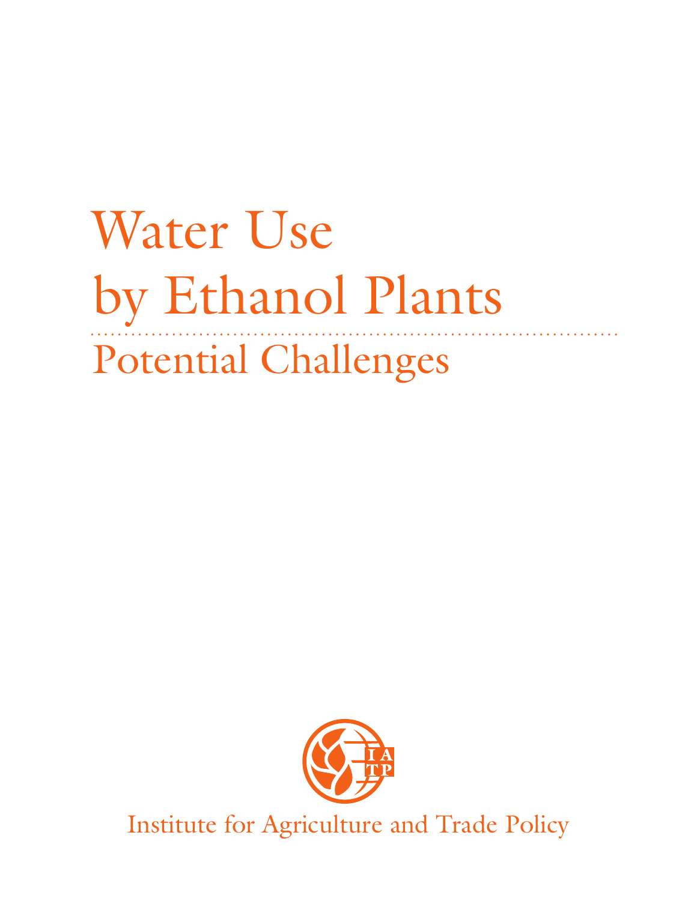# Water Use by Ethanol Plants

## Potential Challenges

Institute for Agriculture and Trade Policy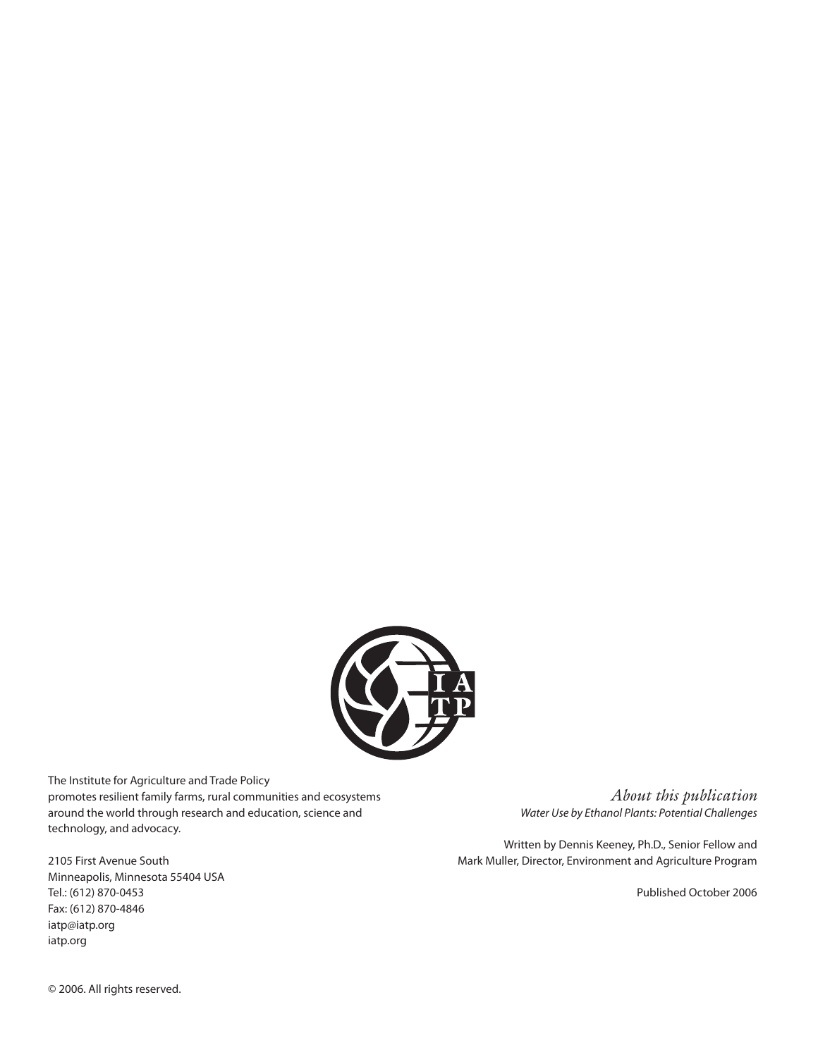The Institute for Agriculture and Trade Policy promotes resilient family farms, rural communities and ecosystems around the world through research and education, science and technology, and advocacy.

2105 First Avenue South
Minneapolis, Minnesota 55404 USA
Tel.: (612) 870-0453
Fax: (612) 870-4846
iatp@iatp.org
iatp.org

© 2006. All rights reserved.

*About this publication*

*Water Use by Ethanol Plants: Potential Challenges*

Written by Dennis Keeney, Ph.D., Senior Fellow and Mark Muller, Director, Environment and Agriculture Program

Published October 2006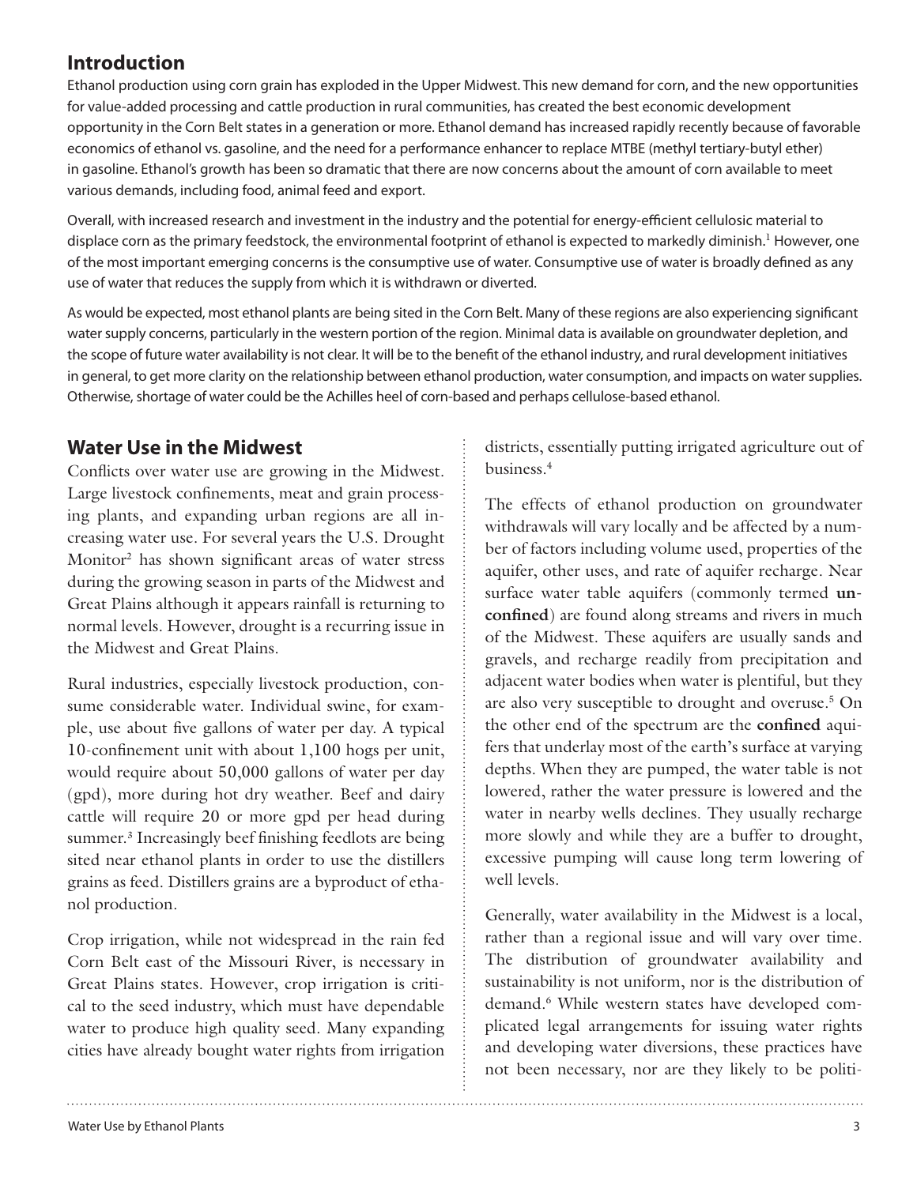## Introduction

Ethanol production using corn grain has exploded in the Upper Midwest. This new demand for corn, and the new opportunities for value-added processing and cattle production in rural communities, has created the best economic development opportunity in the Corn Belt states in a generation or more. Ethanol demand has increased rapidly recently because of favorable economics of ethanol vs. gasoline, and the need for a performance enhancer to replace MTBE (methyl tertiary-butyl ether) in gasoline. Ethanol's growth has been so dramatic that there are now concerns about the amount of corn available to meet various demands, including food, animal feed and export.

Overall, with increased research and investment in the industry and the potential for energy-efficient cellulosic material to displace corn as the primary feedstock, the environmental footprint of ethanol is expected to markedly diminish.[1] However, one of the most important emerging concerns is the consumptive use of water. Consumptive use of water is broadly defined as any use of water that reduces the supply from which it is withdrawn or diverted.

As would be expected, most ethanol plants are being sited in the Corn Belt. Many of these regions are also experiencing significant water supply concerns, particularly in the western portion of the region. Minimal data is available on groundwater depletion, and the scope of future water availability is not clear. It will be to the benefit of the ethanol industry, and rural development initiatives in general, to get more clarity on the relationship between ethanol production, water consumption, and impacts on water supplies. Otherwise, shortage of water could be the Achilles heel of corn-based and perhaps cellulose-based ethanol.

## Water Use in the Midwest

Conflicts over water use are growing in the Midwest. Large livestock confinements, meat and grain processing plants, and expanding urban regions are all increasing water use. For several years the U.S. Drought Monitor[2] has shown significant areas of water stress during the growing season in parts of the Midwest and Great Plains although it appears rainfall is returning to normal levels. However, drought is a recurring issue in the Midwest and Great Plains.

Rural industries, especially livestock production, consume considerable water. Individual swine, for example, use about five gallons of water per day. A typical 10-confinement unit with about 1,100 hogs per unit, would require about 50,000 gallons of water per day (gpd), more during hot dry weather. Beef and dairy cattle will require 20 or more gpd per head during summer.[3] Increasingly beef finishing feedlots are being sited near ethanol plants in order to use the distillers grains as feed. Distillers grains are a byproduct of ethanol production.

Crop irrigation, while not widespread in the rain fed Corn Belt east of the Missouri River, is necessary in Great Plains states. However, crop irrigation is critical to the seed industry, which must have dependable water to produce high quality seed. Many expanding cities have already bought water rights from irrigation districts, essentially putting irrigated agriculture out of business.[4]

The effects of ethanol production on groundwater withdrawals will vary locally and be affected by a number of factors including volume used, properties of the aquifer, other uses, and rate of aquifer recharge. Near surface water table aquifers (commonly termed **unconfined**) are found along streams and rivers in much of the Midwest. These aquifers are usually sands and gravels, and recharge readily from precipitation and adjacent water bodies when water is plentiful, but they are also very susceptible to drought and overuse.[5] On the other end of the spectrum are the **confined** aquifers that underlay most of the earth's surface at varying depths. When they are pumped, the water table is not lowered, rather the water pressure is lowered and the water in nearby wells declines. They usually recharge more slowly and while they are a buffer to drought, excessive pumping will cause long term lowering of well levels.

Generally, water availability in the Midwest is a local, rather than a regional issue and will vary over time. The distribution of groundwater availability and sustainability is not uniform, nor is the distribution of demand.[6] While western states have developed complicated legal arrangements for issuing water rights and developing water diversions, these practices have not been necessary, nor are they likely to be politi-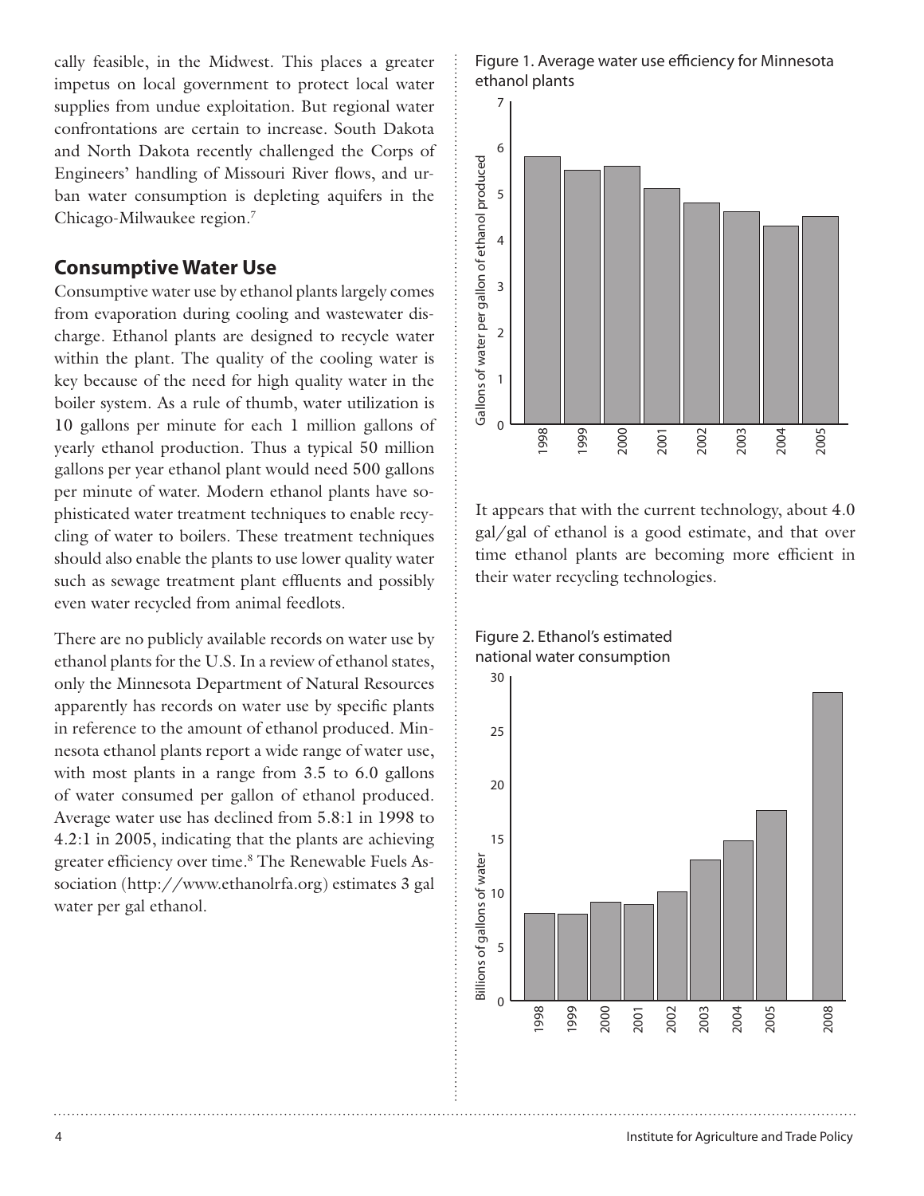cally feasible, in the Midwest. This places a greater impetus on local government to protect local water supplies from undue exploitation. But regional water confrontations are certain to increase. South Dakota and North Dakota recently challenged the Corps of Engineers' handling of Missouri River flows, and urban water consumption is depleting aquifers in the Chicago-Milwaukee region.[7]

## Consumptive Water Use

Consumptive water use by ethanol plants largely comes from evaporation during cooling and wastewater discharge. Ethanol plants are designed to recycle water within the plant. The quality of the cooling water is key because of the need for high quality water in the boiler system. As a rule of thumb, water utilization is 10 gallons per minute for each 1 million gallons of yearly ethanol production. Thus a typical 50 million gallons per year ethanol plant would need 500 gallons per minute of water. Modern ethanol plants have sophisticated water treatment techniques to enable recycling of water to boilers. These treatment techniques should also enable the plants to use lower quality water such as sewage treatment plant effluents and possibly even water recycled from animal feedlots.

There are no publicly available records on water use by ethanol plants for the U.S. In a review of ethanol states, only the Minnesota Department of Natural Resources apparently has records on water use by specific plants in reference to the amount of ethanol produced. Minnesota ethanol plants report a wide range of water use, with most plants in a range from 3.5 to 6.0 gallons of water consumed per gallon of ethanol produced. Average water use has declined from 5.8:1 in 1998 to 4.2:1 in 2005, indicating that the plants are achieving greater efficiency over time.[8] The Renewable Fuels Association (http://www.ethanolrfa.org) estimates 3 gal water per gal ethanol.

Figure 1. Average water use efficiency for Minnesota ethanol plants

It appears that with the current technology, about 4.0 gal/gal of ethanol is a good estimate, and that over time ethanol plants are becoming more efficient in their water recycling technologies.

Figure 2. Ethanol's estimated national water consumption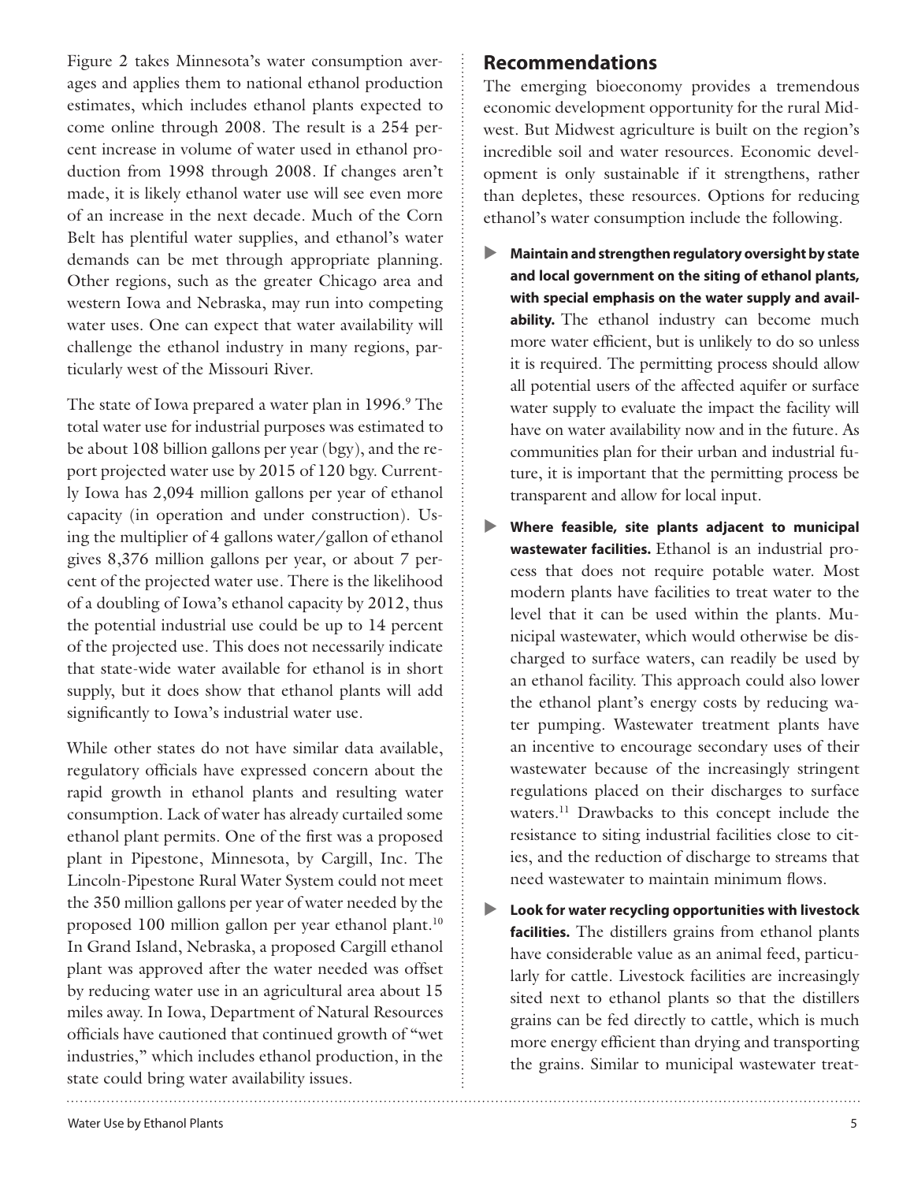Figure 2 takes Minnesota's water consumption averages and applies them to national ethanol production estimates, which includes ethanol plants expected to come online through 2008. The result is a 254 percent increase in volume of water used in ethanol production from 1998 through 2008. If changes aren't made, it is likely ethanol water use will see even more of an increase in the next decade. Much of the Corn Belt has plentiful water supplies, and ethanol's water demands can be met through appropriate planning. Other regions, such as the greater Chicago area and western Iowa and Nebraska, may run into competing water uses. One can expect that water availability will challenge the ethanol industry in many regions, particularly west of the Missouri River.

The state of Iowa prepared a water plan in 1996.[9] The total water use for industrial purposes was estimated to be about 108 billion gallons per year (bgy), and the report projected water use by 2015 of 120 bgy. Currently Iowa has 2,094 million gallons per year of ethanol capacity (in operation and under construction). Using the multiplier of 4 gallons water/gallon of ethanol gives 8,376 million gallons per year, or about 7 percent of the projected water use. There is the likelihood of a doubling of Iowa's ethanol capacity by 2012, thus the potential industrial use could be up to 14 percent of the projected use. This does not necessarily indicate that state-wide water available for ethanol is in short supply, but it does show that ethanol plants will add significantly to Iowa's industrial water use.

While other states do not have similar data available, regulatory officials have expressed concern about the rapid growth in ethanol plants and resulting water consumption. Lack of water has already curtailed some ethanol plant permits. One of the first was a proposed plant in Pipestone, Minnesota, by Cargill, Inc. The Lincoln-Pipestone Rural Water System could not meet the 350 million gallons per year of water needed by the proposed 100 million gallon per year ethanol plant.[10] In Grand Island, Nebraska, a proposed Cargill ethanol plant was approved after the water needed was offset by reducing water use in an agricultural area about 15 miles away. In Iowa, Department of Natural Resources officials have cautioned that continued growth of "wet industries," which includes ethanol production, in the state could bring water availability issues.

## Recommendations

The emerging bioeconomy provides a tremendous economic development opportunity for the rural Midwest. But Midwest agriculture is built on the region's incredible soil and water resources. Economic development is only sustainable if it strengthens, rather than depletes, these resources. Options for reducing ethanol's water consumption include the following.

- **Maintain and strengthen regulatory oversight by state and local government on the siting of ethanol plants, with special emphasis on the water supply and availability.** The ethanol industry can become much more water efficient, but is unlikely to do so unless it is required. The permitting process should allow all potential users of the affected aquifer or surface water supply to evaluate the impact the facility will have on water availability now and in the future. As communities plan for their urban and industrial future, it is important that the permitting process be transparent and allow for local input.
- **Where feasible, site plants adjacent to municipal wastewater facilities.** Ethanol is an industrial process that does not require potable water. Most modern plants have facilities to treat water to the level that it can be used within the plants. Municipal wastewater, which would otherwise be discharged to surface waters, can readily be used by an ethanol facility. This approach could also lower the ethanol plant's energy costs by reducing water pumping. Wastewater treatment plants have an incentive to encourage secondary uses of their wastewater because of the increasingly stringent regulations placed on their discharges to surface waters.[11] Drawbacks to this concept include the resistance to siting industrial facilities close to cities, and the reduction of discharge to streams that need wastewater to maintain minimum flows.
- **Look for water recycling opportunities with livestock facilities.** The distillers grains from ethanol plants have considerable value as an animal feed, particularly for cattle. Livestock facilities are increasingly sited next to ethanol plants so that the distillers grains can be fed directly to cattle, which is much more energy efficient than drying and transporting the grains. Similar to municipal wastewater treat-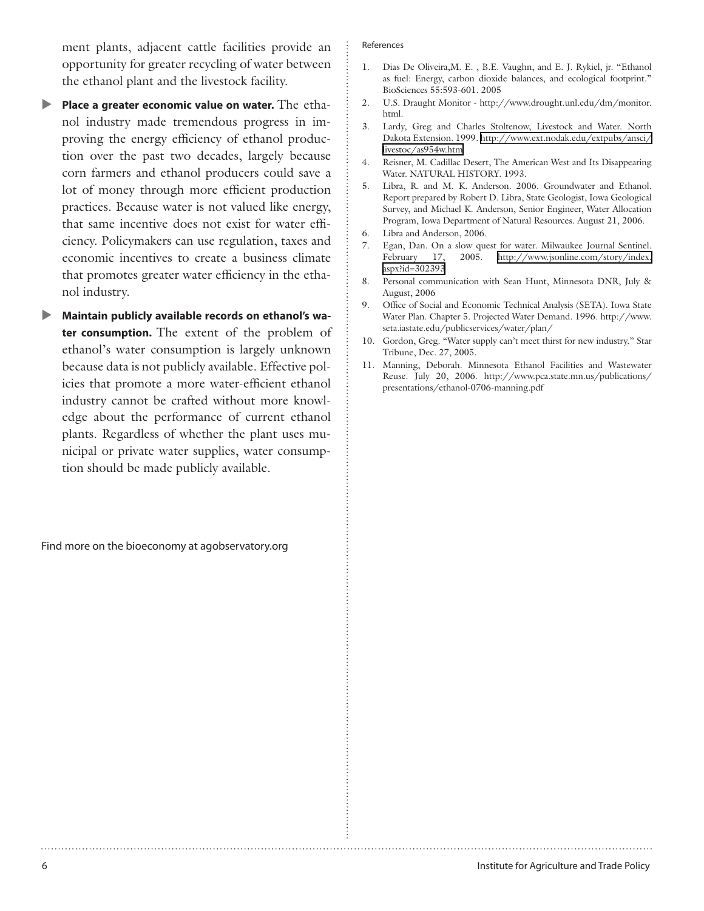ment plants, adjacent cattle facilities provide an opportunity for greater recycling of water between the ethanol plant and the livestock facility.

- **Place a greater economic value on water.** The ethanol industry made tremendous progress in improving the energy efficiency of ethanol production over the past two decades, largely because corn farmers and ethanol producers could save a lot of money through more efficient production practices. Because water is not valued like energy, that same incentive does not exist for water efficiency. Policymakers can use regulation, taxes and economic incentives to create a business climate that promotes greater water efficiency in the ethanol industry.

- **Maintain publicly available records on ethanol's water consumption.** The extent of the problem of ethanol's water consumption is largely unknown because data is not publicly available. Effective policies that promote a more water-efficient ethanol industry cannot be crafted without more knowledge about the performance of current ethanol plants. Regardless of whether the plant uses municipal or private water supplies, water consumption should be made publicly available.

Find more on the bioeconomy at agobservatory.org

References

1. Dias De Oliveira,M. E. , B.E. Vaughn, and E. J. Rykiel, jr. "Ethanol as fuel: Energy, carbon dioxide balances, and ecological footprint." BioSciences 55:593-601. 2005
2. U.S. Draught Monitor - http://www.drought.unl.edu/dm/monitor.html.
3. Lardy, Greg and Charles Stoltenow, Livestock and Water. North Dakota Extension. 1999. http://www.ext.nodak.edu/extpubs/ansci/livestoc/as954w.htm
4. Reisner, M. Cadillac Desert, The American West and Its Disappearing Water. NATURAL HISTORY. 1993.
5. Libra, R. and M. K. Anderson. 2006. Groundwater and Ethanol. Report prepared by Robert D. Libra, State Geologist, Iowa Geological Survey, and Michael K. Anderson, Senior Engineer, Water Allocation Program, Iowa Department of Natural Resources. August 21, 2006.
6. Libra and Anderson, 2006.
7. Egan, Dan. On a slow quest for water. Milwaukee Journal Sentinel. February 17, 2005. http://www.jsonline.com/story/index.aspx?id=302393
8. Personal communication with Sean Hunt, Minnesota DNR, July & August, 2006
9. Office of Social and Economic Technical Analysis (SETA). Iowa State Water Plan. Chapter 5. Projected Water Demand. 1996. http://www.seta.iastate.edu/publicservices/water/plan/
10. Gordon, Greg. "Water supply can't meet thirst for new industry." Star Tribune, Dec. 27, 2005.
11. Manning, Deborah. Minnesota Ethanol Facilities and Wastewater Reuse. July 20, 2006. http://www.pca.state.mn.us/publications/presentations/ethanol-0706-manning.pdf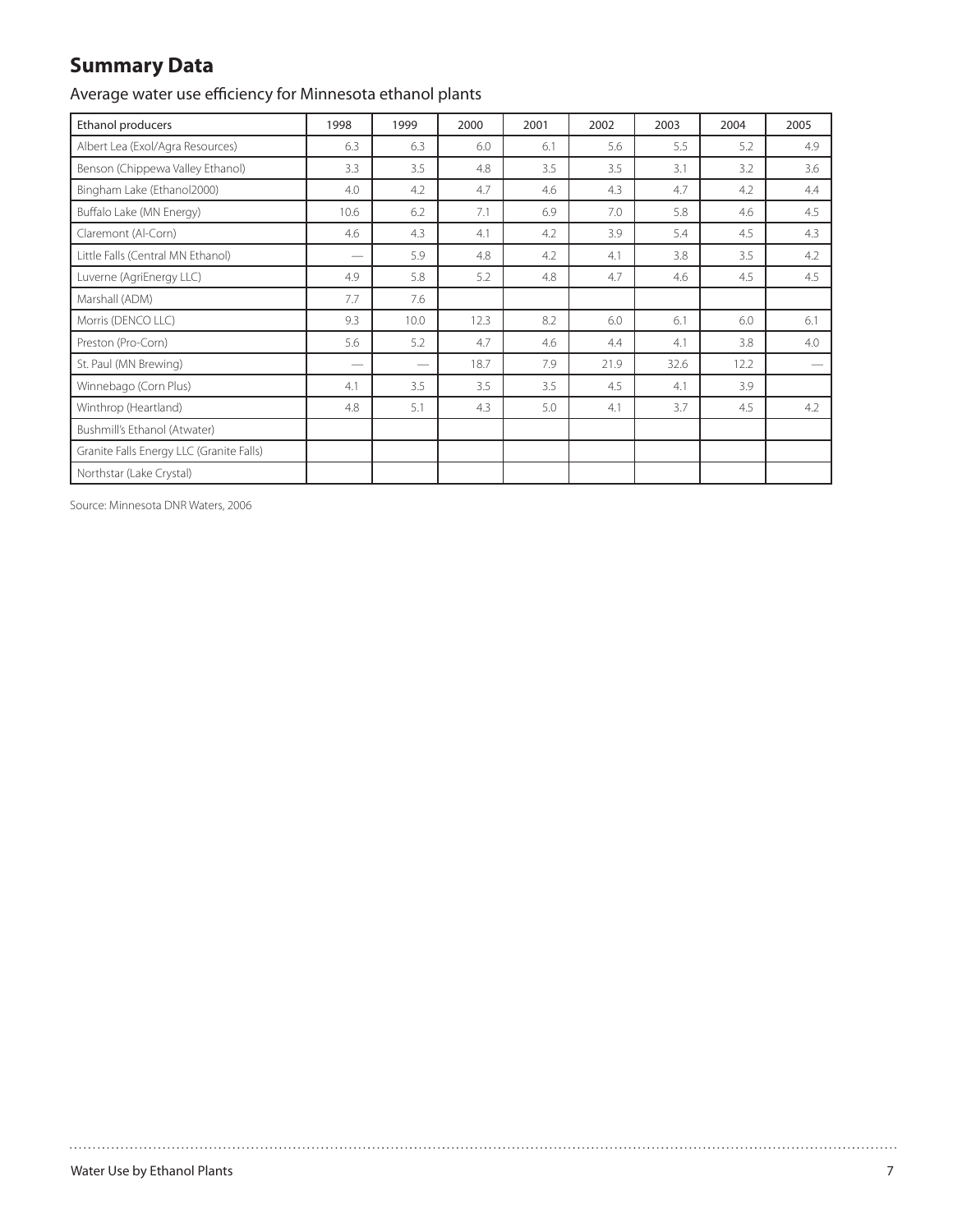## Summary Data

Average water use efficiency for Minnesota ethanol plants

| Ethanol producers | 1998 | 1999 | 2000 | 2001 | 2002 | 2003 | 2004 | 2005 |
|---|---|---|---|---|---|---|---|---|
| Albert Lea (Exol/Agra Resources) | 6.3 | 6.3 | 6.0 | 6.1 | 5.6 | 5.5 | 5.2 | 4.9 |
| Benson (Chippewa Valley Ethanol) | 3.3 | 3.5 | 4.8 | 3.5 | 3.5 | 3.1 | 3.2 | 3.6 |
| Bingham Lake (Ethanol2000) | 4.0 | 4.2 | 4.7 | 4.6 | 4.3 | 4.7 | 4.2 | 4.4 |
| Buffalo Lake (MN Energy) | 10.6 | 6.2 | 7.1 | 6.9 | 7.0 | 5.8 | 4.6 | 4.5 |
| Claremont (Al-Corn) | 4.6 | 4.3 | 4.1 | 4.2 | 3.9 | 5.4 | 4.5 | 4.3 |
| Little Falls (Central MN Ethanol) | — | 5.9 | 4.8 | 4.2 | 4.1 | 3.8 | 3.5 | 4.2 |
| Luverne (AgriEnergy LLC) | 4.9 | 5.8 | 5.2 | 4.8 | 4.7 | 4.6 | 4.5 | 4.5 |
| Marshall (ADM) | 7.7 | 7.6 | | | | | | |
| Morris (DENCO LLC) | 9.3 | 10.0 | 12.3 | 8.2 | 6.0 | 6.1 | 6.0 | 6.1 |
| Preston (Pro-Corn) | 5.6 | 5.2 | 4.7 | 4.6 | 4.4 | 4.1 | 3.8 | 4.0 |
| St. Paul (MN Brewing) | — | — | 18.7 | 7.9 | 21.9 | 32.6 | 12.2 | — |
| Winnebago (Corn Plus) | 4.1 | 3.5 | 3.5 | 3.5 | 4.5 | 4.1 | 3.9 | |
| Winthrop (Heartland) | 4.8 | 5.1 | 4.3 | 5.0 | 4.1 | 3.7 | 4.5 | 4.2 |
| Bushmill's Ethanol (Atwater) | | | | | | | | |
| Granite Falls Energy LLC (Granite Falls) | | | | | | | | |
| Northstar (Lake Crystal) | | | | | | | | |

Source: Minnesota DNR Waters, 2006